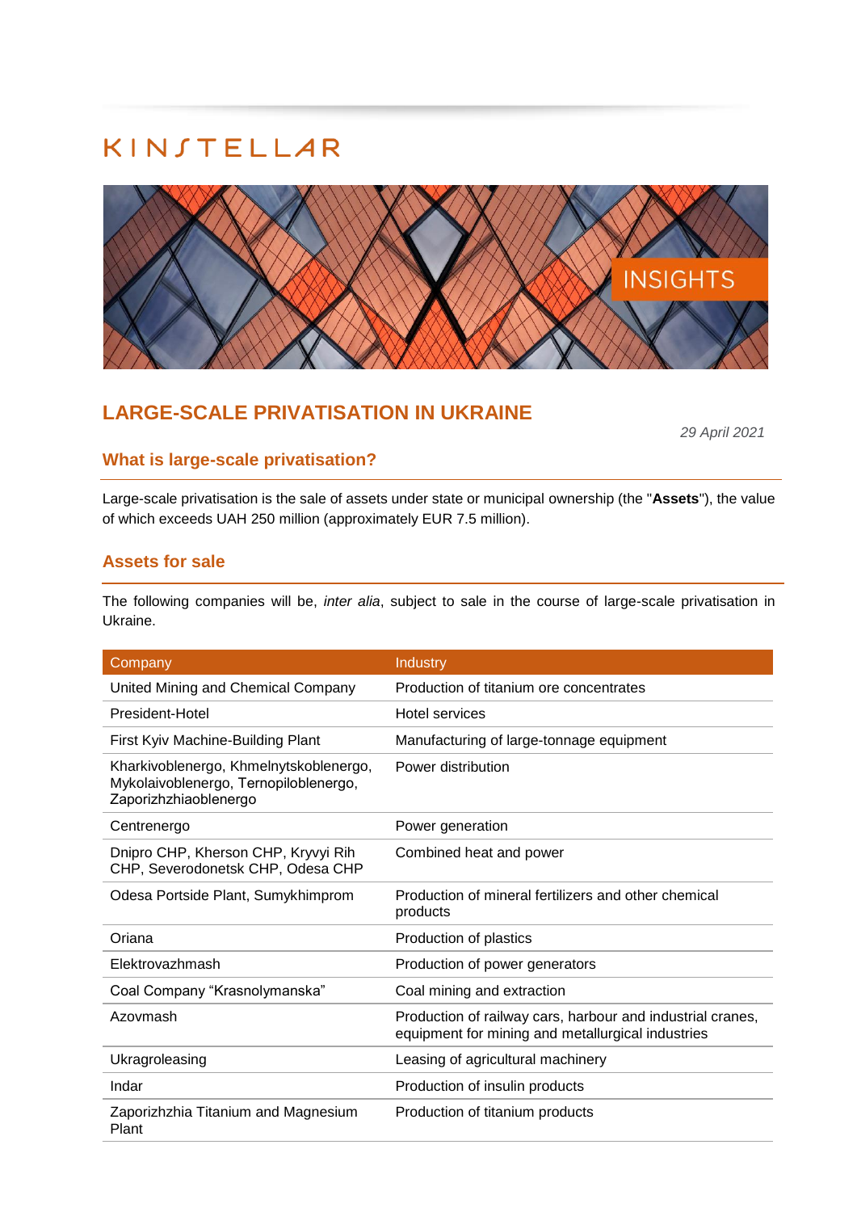KINSTELLAR

INSIGHTS

# LARGE-SCALE PRIVATISATION IN UKRAINE

*29 April 2021*

## What is large-scale privatisation?

Large-scale privatisation is the sale of assets under state or municipal ownership (the "**Assets**"), the value of which exceeds UAH 250 million (approximately EUR 7.5 million).

## Assets for sale

The following companies will be, *inter alia*, subject to sale in the course of large-scale privatisation in Ukraine.

| Company | Industry |
| --- | --- |
| United Mining and Chemical Company | Production of titanium ore concentrates |
| President-Hotel | Hotel services |
| First Kyiv Machine-Building Plant | Manufacturing of large-tonnage equipment |
| Kharkivoblenergo, Khmelnytskoblenergo, Mykolaivoblenergo, Ternopiloblenergo, Zaporizhzhiaoblenergo | Power distribution |
| Centrenergo | Power generation |
| Dnipro CHP, Kherson CHP, Kryvyi Rih CHP, Severodonetsk CHP, Odesa CHP | Combined heat and power |
| Odesa Portside Plant, Sumykhimprom | Production of mineral fertilizers and other chemical products |
| Oriana | Production of plastics |
| Elektrovazhmash | Production of power generators |
| Coal Company "Krasnolymanska" | Coal mining and extraction |
| Azovmash | Production of railway cars, harbour and industrial cranes, equipment for mining and metallurgical industries |
| Ukragroleasing | Leasing of agricultural machinery |
| Indar | Production of insulin products |
| Zaporizhzhia Titanium and Magnesium Plant | Production of titanium products |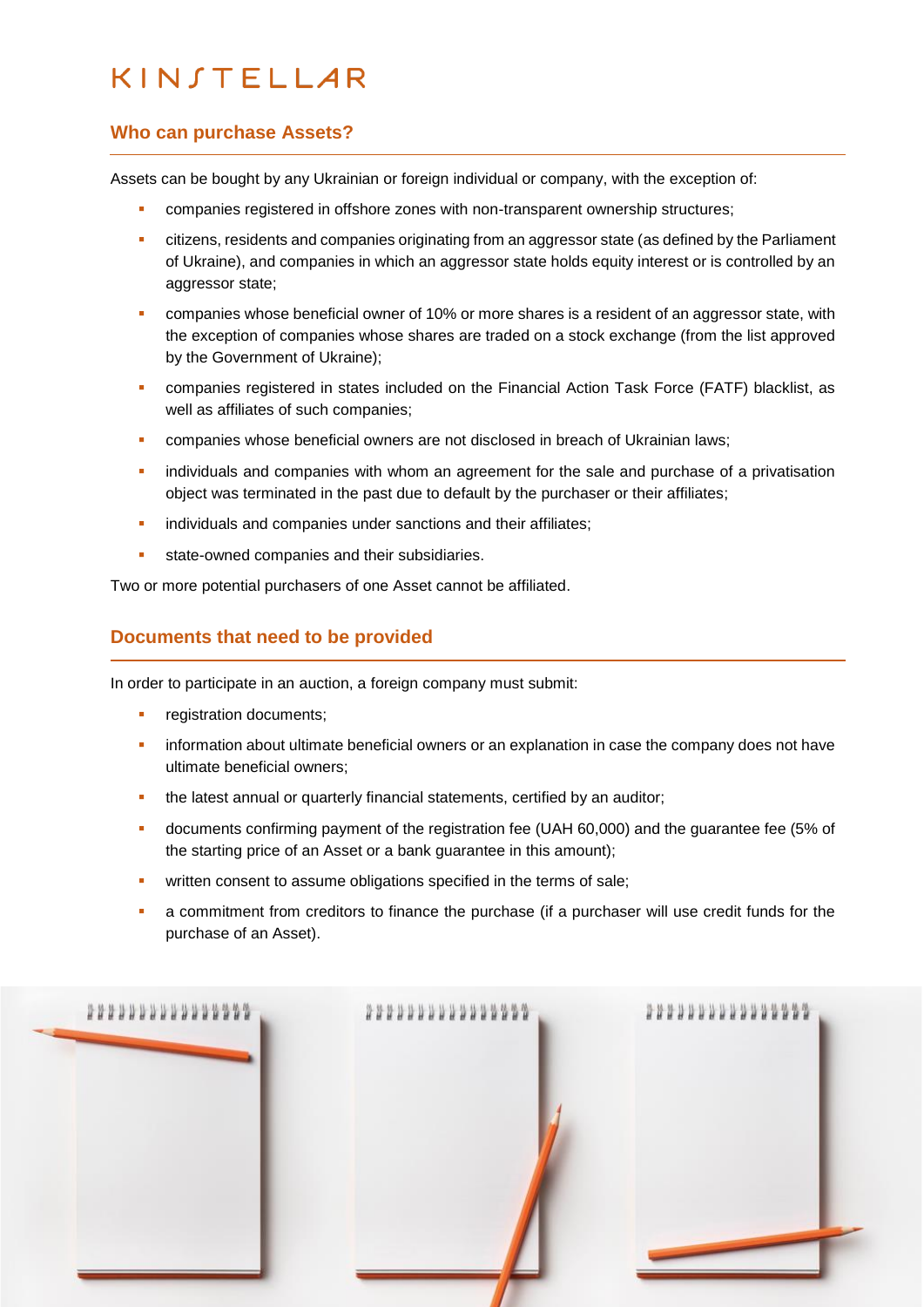## Who can purchase Assets?

Assets can be bought by any Ukrainian or foreign individual or company, with the exception of:

- companies registered in offshore zones with non-transparent ownership structures;
- citizens, residents and companies originating from an aggressor state (as defined by the Parliament of Ukraine), and companies in which an aggressor state holds equity interest or is controlled by an aggressor state;
- companies whose beneficial owner of 10% or more shares is a resident of an aggressor state, with the exception of companies whose shares are traded on a stock exchange (from the list approved by the Government of Ukraine);
- companies registered in states included on the Financial Action Task Force (FATF) blacklist, as well as affiliates of such companies;
- companies whose beneficial owners are not disclosed in breach of Ukrainian laws;
- individuals and companies with whom an agreement for the sale and purchase of a privatisation object was terminated in the past due to default by the purchaser or their affiliates;
- individuals and companies under sanctions and their affiliates;
- state-owned companies and their subsidiaries.

Two or more potential purchasers of one Asset cannot be affiliated.

## Documents that need to be provided

In order to participate in an auction, a foreign company must submit:

- registration documents;
- information about ultimate beneficial owners or an explanation in case the company does not have ultimate beneficial owners;
- the latest annual or quarterly financial statements, certified by an auditor;
- documents confirming payment of the registration fee (UAH 60,000) and the guarantee fee (5% of the starting price of an Asset or a bank guarantee in this amount);
- written consent to assume obligations specified in the terms of sale;
- a commitment from creditors to finance the purchase (if a purchaser will use credit funds for the purchase of an Asset).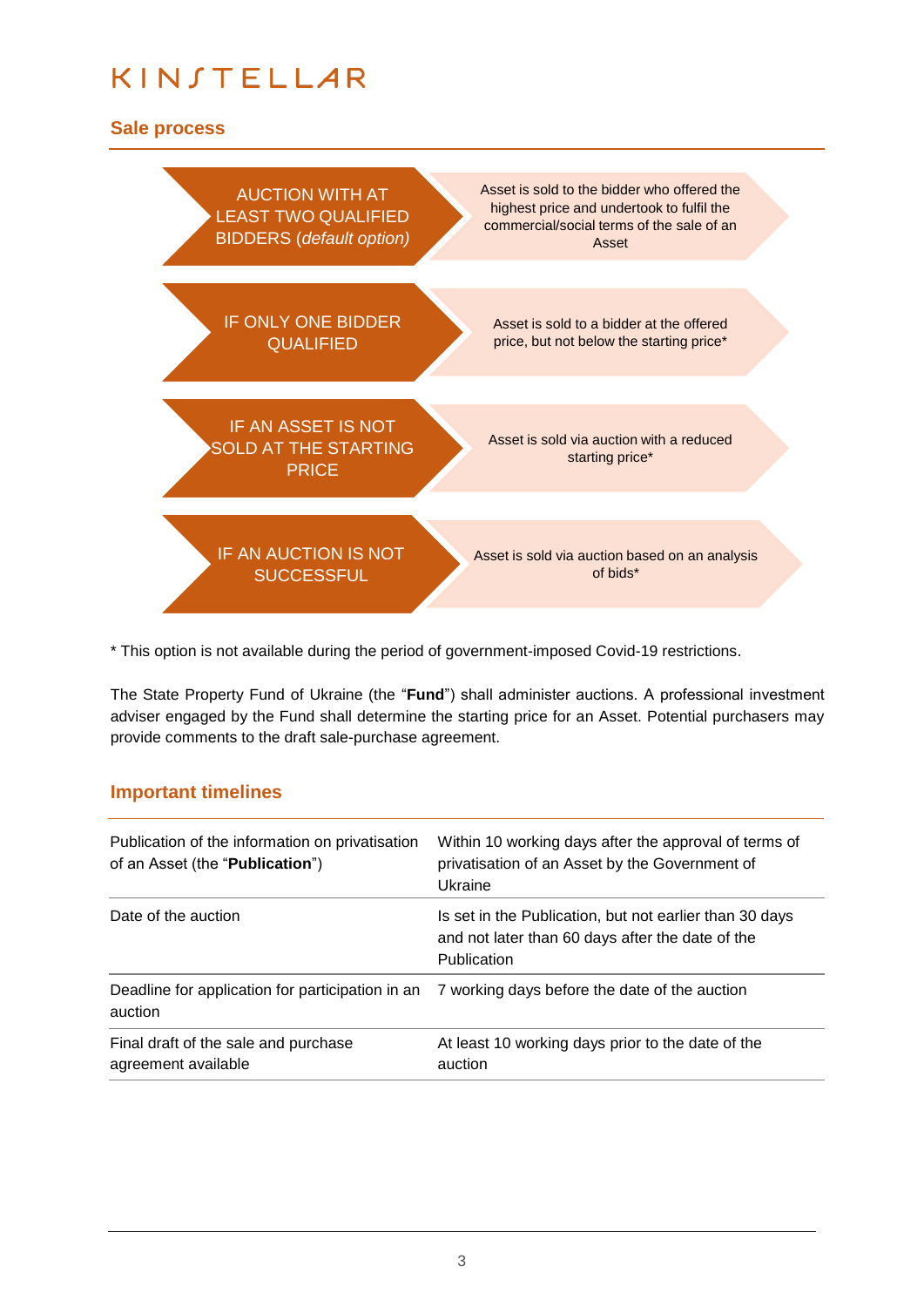## Sale process

| | |
|---|---|
| AUCTION WITH AT LEAST TWO QUALIFIED BIDDERS (*default option*) | Asset is sold to the bidder who offered the highest price and undertook to fulfil the commercial/social terms of the sale of an Asset |
| IF ONLY ONE BIDDER QUALIFIED | Asset is sold to a bidder at the offered price, but not below the starting price* |
| IF AN ASSET IS NOT SOLD AT THE STARTING PRICE | Asset is sold via auction with a reduced starting price* |
| IF AN AUCTION IS NOT SUCCESSFUL | Asset is sold via auction based on an analysis of bids* |

* This option is not available during the period of government-imposed Covid-19 restrictions.

The State Property Fund of Ukraine (the "**Fund**") shall administer auctions. A professional investment adviser engaged by the Fund shall determine the starting price for an Asset. Potential purchasers may provide comments to the draft sale-purchase agreement.

## Important timelines

| | |
|---|---|
| Publication of the information on privatisation of an Asset (the "**Publication**") | Within 10 working days after the approval of terms of privatisation of an Asset by the Government of Ukraine |
| Date of the auction | Is set in the Publication, but not earlier than 30 days and not later than 60 days after the date of the Publication |
| Deadline for application for participation in an auction | 7 working days before the date of the auction |
| Final draft of the sale and purchase agreement available | At least 10 working days prior to the date of the auction |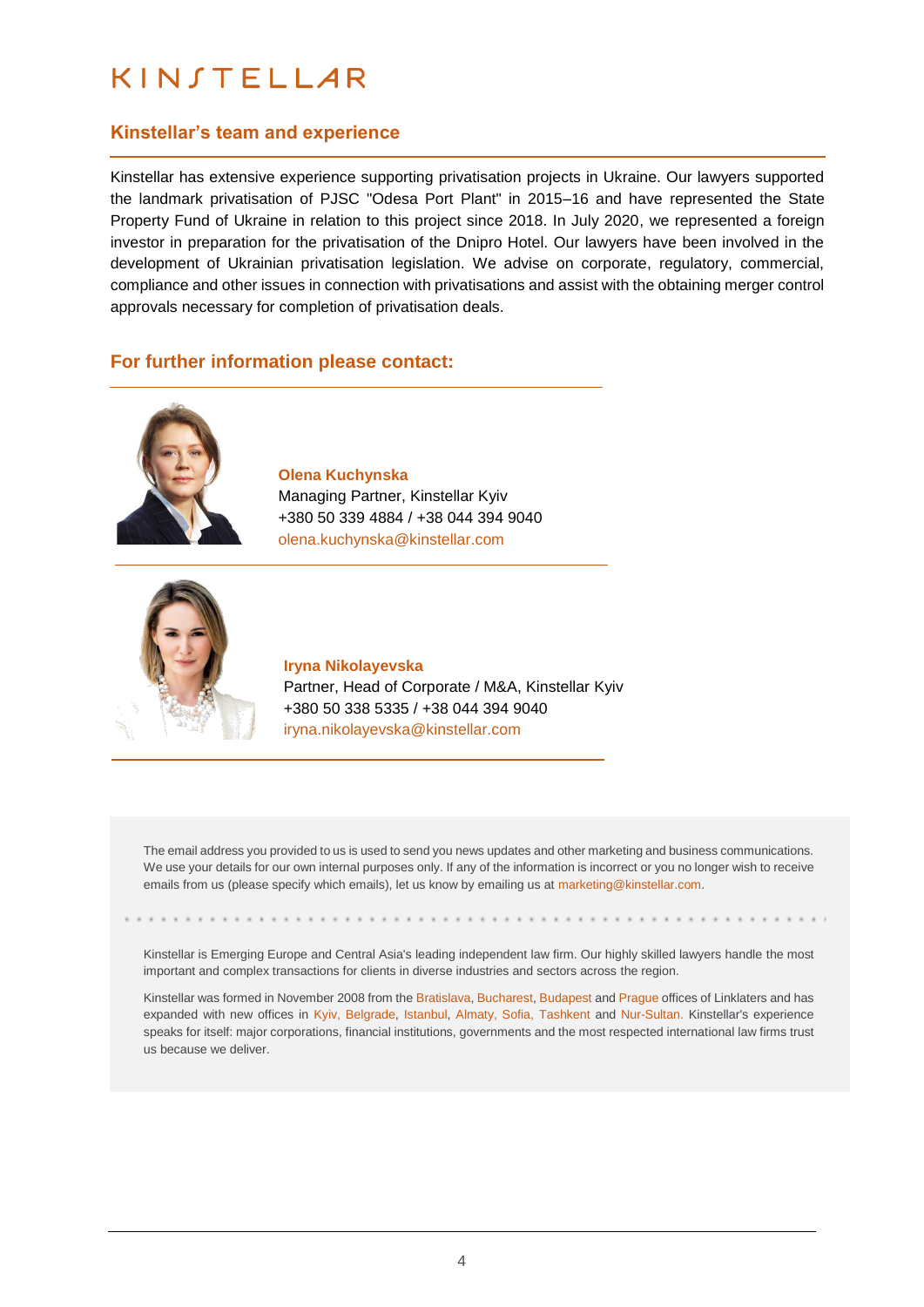# KINSTELLAR

## Kinstellar's team and experience

Kinstellar has extensive experience supporting privatisation projects in Ukraine. Our lawyers supported the landmark privatisation of PJSC "Odesa Port Plant" in 2015–16 and have represented the State Property Fund of Ukraine in relation to this project since 2018. In July 2020, we represented a foreign investor in preparation for the privatisation of the Dnipro Hotel. Our lawyers have been involved in the development of Ukrainian privatisation legislation. We advise on corporate, regulatory, commercial, compliance and other issues in connection with privatisations and assist with the obtaining merger control approvals necessary for completion of privatisation deals.

## For further information please contact:

**Olena Kuchynska**
Managing Partner, Kinstellar Kyiv
+380 50 339 4884 / +38 044 394 9040
olena.kuchynska@kinstellar.com

**Iryna Nikolayevska**
Partner, Head of Corporate / M&A, Kinstellar Kyiv
+380 50 338 5335 / +38 044 394 9040
iryna.nikolayevska@kinstellar.com

The email address you provided to us is used to send you news updates and other marketing and business communications. We use your details for our own internal purposes only. If any of the information is incorrect or you no longer wish to receive emails from us (please specify which emails), let us know by emailing us at marketing@kinstellar.com.

Kinstellar is Emerging Europe and Central Asia's leading independent law firm. Our highly skilled lawyers handle the most important and complex transactions for clients in diverse industries and sectors across the region.

Kinstellar was formed in November 2008 from the Bratislava, Bucharest, Budapest and Prague offices of Linklaters and has expanded with new offices in Kyiv, Belgrade, Istanbul, Almaty, Sofia, Tashkent and Nur-Sultan. Kinstellar's experience speaks for itself: major corporations, financial institutions, governments and the most respected international law firms trust us because we deliver.